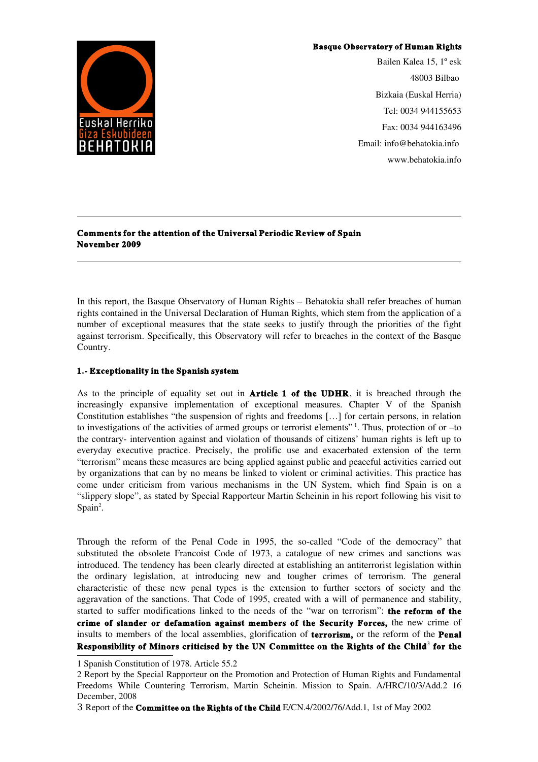**Basque Observatory of Human Rights**

Bailen Kalea 15, 1º esk

48003 Bilbao

Bizkaia (Euskal Herria)

Tel: 0034 944155653

Fax: 0034 944163496

Email: info@behatokia.info

www.behatokia.info

---

**Comments for the attention of the Universal Periodic Review of Spain**
**November 2009**

---

In this report, the Basque Observatory of Human Rights – Behatokia shall refer breaches of human rights contained in the Universal Declaration of Human Rights, which stem from the application of a number of exceptional measures that the state seeks to justify through the priorities of the fight against terrorism. Specifically, this Observatory will refer to breaches in the context of the Basque Country.

### 1.- Exceptionality in the Spanish system

As to the principle of equality set out in **Article 1 of the UDHR**, it is breached through the increasingly expansive implementation of exceptional measures. Chapter V of the Spanish Constitution establishes "the suspension of rights and freedoms […] for certain persons, in relation to investigations of the activities of armed groups or terrorist elements" [1]. Thus, protection of or –to the contrary- intervention against and violation of thousands of citizens' human rights is left up to everyday executive practice. Precisely, the prolific use and exacerbated extension of the term "terrorism" means these measures are being applied against public and peaceful activities carried out by organizations that can by no means be linked to violent or criminal activities. This practice has come under criticism from various mechanisms in the UN System, which find Spain is on a "slippery slope", as stated by Special Rapporteur Martin Scheinin in his report following his visit to Spain[2].

Through the reform of the Penal Code in 1995, the so-called "Code of the democracy" that substituted the obsolete Francoist Code of 1973, a catalogue of new crimes and sanctions was introduced. The tendency has been clearly directed at establishing an antiterrorist legislation within the ordinary legislation, at introducing new and tougher crimes of terrorism. The general characteristic of these new penal types is the extension to further sectors of society and the aggravation of the sanctions. That Code of 1995, created with a will of permanence and stability, started to suffer modifications linked to the needs of the "war on terrorism": **the reform of the crime of slander or defamation against members of the Security Forces,** the new crime of insults to members of the local assemblies, glorification of **terrorism,** or the reform of the **Penal Responsibility of Minors criticised by the UN Committee on the Rights of the Child**[3] **for the**

---

1 Spanish Constitution of 1978. Article 55.2

2 Report by the Special Rapporteur on the Promotion and Protection of Human Rights and Fundamental Freedoms While Countering Terrorism, Martin Scheinin. Mission to Spain. A/HRC/10/3/Add.2 16 December, 2008

3 Report of the **Committee on the Rights of the Child** E/CN.4/2002/76/Add.1, 1st of May 2002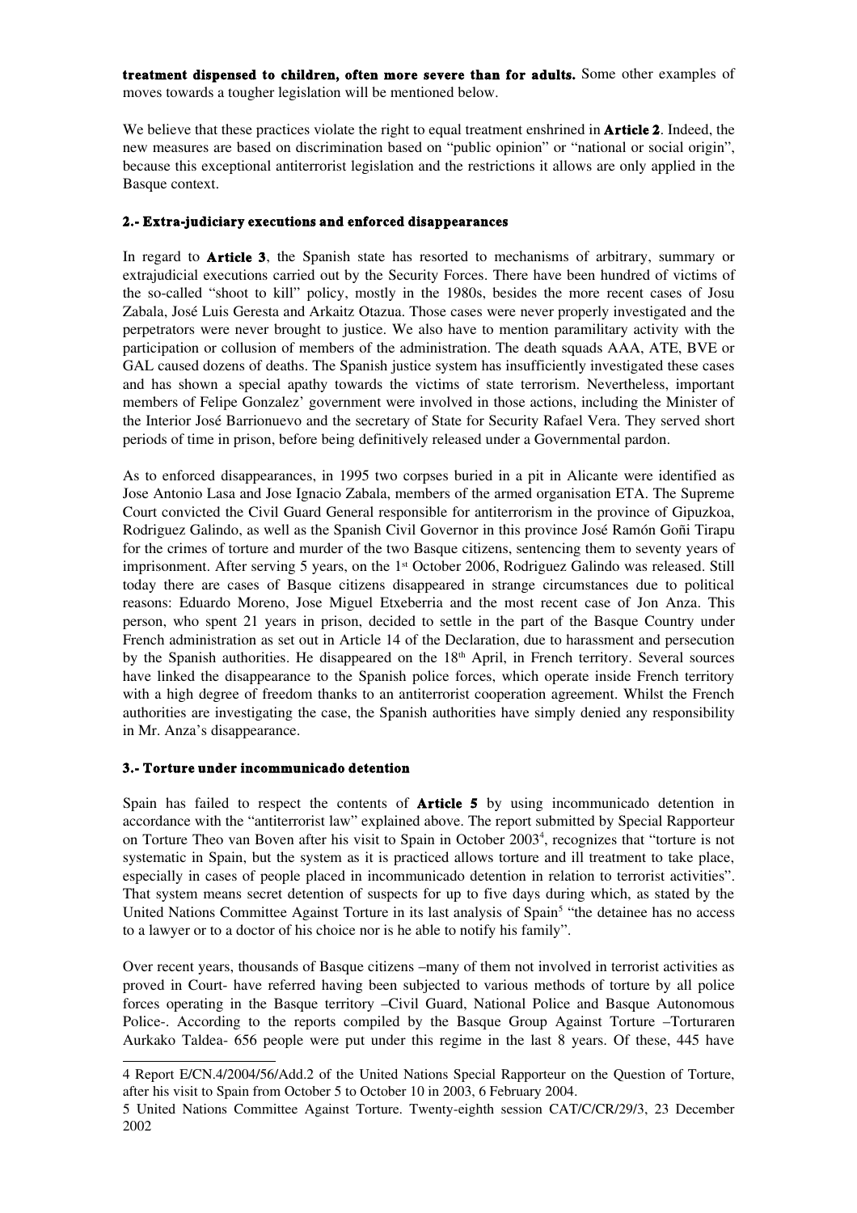**treatment dispensed to children, often more severe than for adults.** Some other examples of moves towards a tougher legislation will be mentioned below.

We believe that these practices violate the right to equal treatment enshrined in **Article 2**. Indeed, the new measures are based on discrimination based on "public opinion" or "national or social origin", because this exceptional antiterrorist legislation and the restrictions it allows are only applied in the Basque context.

### 2.- Extra-judiciary executions and enforced disappearances

In regard to **Article 3**, the Spanish state has resorted to mechanisms of arbitrary, summary or extrajudicial executions carried out by the Security Forces. There have been hundred of victims of the so-called "shoot to kill" policy, mostly in the 1980s, besides the more recent cases of Josu Zabala, José Luis Geresta and Arkaitz Otazua. Those cases were never properly investigated and the perpetrators were never brought to justice. We also have to mention paramilitary activity with the participation or collusion of members of the administration. The death squads AAA, ATE, BVE or GAL caused dozens of deaths. The Spanish justice system has insufficiently investigated these cases and has shown a special apathy towards the victims of state terrorism. Nevertheless, important members of Felipe Gonzalez' government were involved in those actions, including the Minister of the Interior José Barrionuevo and the secretary of State for Security Rafael Vera. They served short periods of time in prison, before being definitively released under a Governmental pardon.

As to enforced disappearances, in 1995 two corpses buried in a pit in Alicante were identified as Jose Antonio Lasa and Jose Ignacio Zabala, members of the armed organisation ETA. The Supreme Court convicted the Civil Guard General responsible for antiterrorism in the province of Gipuzkoa, Rodriguez Galindo, as well as the Spanish Civil Governor in this province José Ramón Goñi Tirapu for the crimes of torture and murder of the two Basque citizens, sentencing them to seventy years of imprisonment. After serving 5 years, on the 1st October 2006, Rodriguez Galindo was released. Still today there are cases of Basque citizens disappeared in strange circumstances due to political reasons: Eduardo Moreno, Jose Miguel Etxeberria and the most recent case of Jon Anza. This person, who spent 21 years in prison, decided to settle in the part of the Basque Country under French administration as set out in Article 14 of the Declaration, due to harassment and persecution by the Spanish authorities. He disappeared on the 18th April, in French territory. Several sources have linked the disappearance to the Spanish police forces, which operate inside French territory with a high degree of freedom thanks to an antiterrorist cooperation agreement. Whilst the French authorities are investigating the case, the Spanish authorities have simply denied any responsibility in Mr. Anza's disappearance.

### 3.- Torture under incommunicado detention

Spain has failed to respect the contents of **Article 5** by using incommunicado detention in accordance with the "antiterrorist law" explained above. The report submitted by Special Rapporteur on Torture Theo van Boven after his visit to Spain in October 2003[4], recognizes that "torture is not systematic in Spain, but the system as it is practiced allows torture and ill treatment to take place, especially in cases of people placed in incommunicado detention in relation to terrorist activities". That system means secret detention of suspects for up to five days during which, as stated by the United Nations Committee Against Torture in its last analysis of Spain[5] "the detainee has no access to a lawyer or to a doctor of his choice nor is he able to notify his family".

Over recent years, thousands of Basque citizens –many of them not involved in terrorist activities as proved in Court- have referred having been subjected to various methods of torture by all police forces operating in the Basque territory –Civil Guard, National Police and Basque Autonomous Police-. According to the reports compiled by the Basque Group Against Torture –Torturaren Aurkako Taldea- 656 people were put under this regime in the last 8 years. Of these, 445 have

---

4 Report E/CN.4/2004/56/Add.2 of the United Nations Special Rapporteur on the Question of Torture, after his visit to Spain from October 5 to October 10 in 2003, 6 February 2004.

5 United Nations Committee Against Torture. Twenty-eighth session CAT/C/CR/29/3, 23 December 2002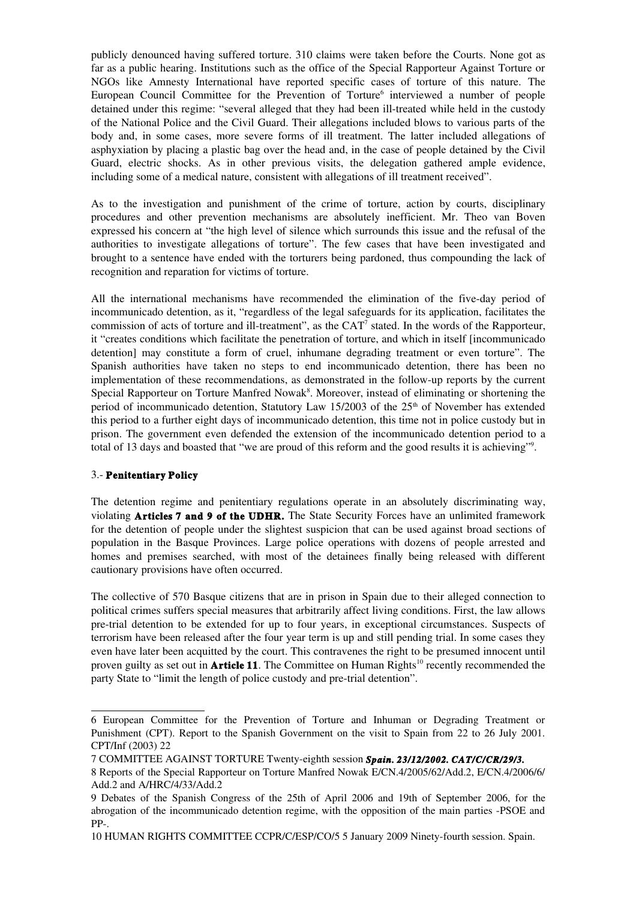publicly denounced having suffered torture. 310 claims were taken before the Courts. None got as far as a public hearing. Institutions such as the office of the Special Rapporteur Against Torture or NGOs like Amnesty International have reported specific cases of torture of this nature. The European Council Committee for the Prevention of Torture[6] interviewed a number of people detained under this regime: "several alleged that they had been ill-treated while held in the custody of the National Police and the Civil Guard. Their allegations included blows to various parts of the body and, in some cases, more severe forms of ill treatment. The latter included allegations of asphyxiation by placing a plastic bag over the head and, in the case of people detained by the Civil Guard, electric shocks. As in other previous visits, the delegation gathered ample evidence, including some of a medical nature, consistent with allegations of ill treatment received".

As to the investigation and punishment of the crime of torture, action by courts, disciplinary procedures and other prevention mechanisms are absolutely inefficient. Mr. Theo van Boven expressed his concern at "the high level of silence which surrounds this issue and the refusal of the authorities to investigate allegations of torture". The few cases that have been investigated and brought to a sentence have ended with the torturers being pardoned, thus compounding the lack of recognition and reparation for victims of torture.

All the international mechanisms have recommended the elimination of the five-day period of incommunicado detention, as it, "regardless of the legal safeguards for its application, facilitates the commission of acts of torture and ill-treatment", as the CAT[7] stated. In the words of the Rapporteur, it "creates conditions which facilitate the penetration of torture, and which in itself [incommunicado detention] may constitute a form of cruel, inhumane degrading treatment or even torture". The Spanish authorities have taken no steps to end incommunicado detention, there has been no implementation of these recommendations, as demonstrated in the follow-up reports by the current Special Rapporteur on Torture Manfred Nowak[8]. Moreover, instead of eliminating or shortening the period of incommunicado detention, Statutory Law 15/2003 of the 25th of November has extended this period to a further eight days of incommunicado detention, this time not in police custody but in prison. The government even defended the extension of the incommunicado detention period to a total of 13 days and boasted that "we are proud of this reform and the good results it is achieving"[9].

### 3.- **Penitentiary Policy**

The detention regime and penitentiary regulations operate in an absolutely discriminating way, violating **Articles 7 and 9 of the UDHR.** The State Security Forces have an unlimited framework for the detention of people under the slightest suspicion that can be used against broad sections of population in the Basque Provinces. Large police operations with dozens of people arrested and homes and premises searched, with most of the detainees finally being released with different cautionary provisions have often occurred.

The collective of 570 Basque citizens that are in prison in Spain due to their alleged connection to political crimes suffers special measures that arbitrarily affect living conditions. First, the law allows pre-trial detention to be extended for up to four years, in exceptional circumstances. Suspects of terrorism have been released after the four year term is up and still pending trial. In some cases they even have later been acquitted by the court. This contravenes the right to be presumed innocent until proven guilty as set out in **Article 11**. The Committee on Human Rights[10] recently recommended the party State to "limit the length of police custody and pre-trial detention".

---

6 European Committee for the Prevention of Torture and Inhuman or Degrading Treatment or Punishment (CPT). Report to the Spanish Government on the visit to Spain from 22 to 26 July 2001. CPT/Inf (2003) 22

7 COMMITTEE AGAINST TORTURE Twenty-eighth session ***Spain. 23/12/2002. CAT/C/CR/29/3.***

8 Reports of the Special Rapporteur on Torture Manfred Nowak E/CN.4/2005/62/Add.2, E/CN.4/2006/6/Add.2 and A/HRC/4/33/Add.2

9 Debates of the Spanish Congress of the 25th of April 2006 and 19th of September 2006, for the abrogation of the incommunicado detention regime, with the opposition of the main parties -PSOE and PP-.

10 HUMAN RIGHTS COMMITTEE CCPR/C/ESP/CO/5 5 January 2009 Ninety-fourth session. Spain.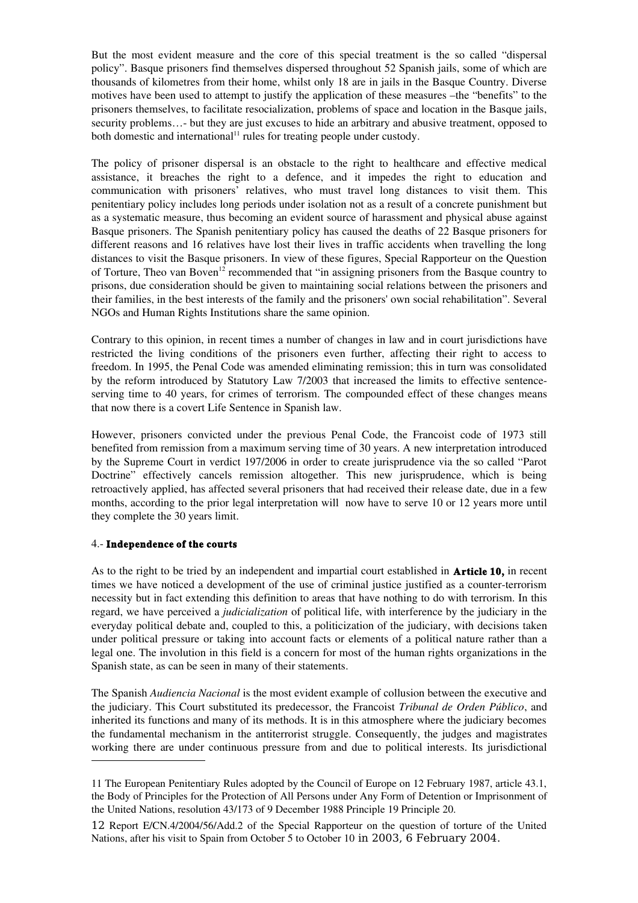But the most evident measure and the core of this special treatment is the so called "dispersal policy". Basque prisoners find themselves dispersed throughout 52 Spanish jails, some of which are thousands of kilometres from their home, whilst only 18 are in jails in the Basque Country. Diverse motives have been used to attempt to justify the application of these measures –the "benefits" to the prisoners themselves, to facilitate resocialization, problems of space and location in the Basque jails, security problems…- but they are just excuses to hide an arbitrary and abusive treatment, opposed to both domestic and international[11] rules for treating people under custody.

The policy of prisoner dispersal is an obstacle to the right to healthcare and effective medical assistance, it breaches the right to a defence, and it impedes the right to education and communication with prisoners' relatives, who must travel long distances to visit them. This penitentiary policy includes long periods under isolation not as a result of a concrete punishment but as a systematic measure, thus becoming an evident source of harassment and physical abuse against Basque prisoners. The Spanish penitentiary policy has caused the deaths of 22 Basque prisoners for different reasons and 16 relatives have lost their lives in traffic accidents when travelling the long distances to visit the Basque prisoners. In view of these figures, Special Rapporteur on the Question of Torture, Theo van Boven[12] recommended that "in assigning prisoners from the Basque country to prisons, due consideration should be given to maintaining social relations between the prisoners and their families, in the best interests of the family and the prisoners' own social rehabilitation". Several NGOs and Human Rights Institutions share the same opinion.

Contrary to this opinion, in recent times a number of changes in law and in court jurisdictions have restricted the living conditions of the prisoners even further, affecting their right to access to freedom. In 1995, the Penal Code was amended eliminating remission; this in turn was consolidated by the reform introduced by Statutory Law 7/2003 that increased the limits to effective sentence-serving time to 40 years, for crimes of terrorism. The compounded effect of these changes means that now there is a covert Life Sentence in Spanish law.

However, prisoners convicted under the previous Penal Code, the Francoist code of 1973 still benefited from remission from a maximum serving time of 30 years. A new interpretation introduced by the Supreme Court in verdict 197/2006 in order to create jurisprudence via the so called "Parot Doctrine" effectively cancels remission altogether. This new jurisprudence, which is being retroactively applied, has affected several prisoners that had received their release date, due in a few months, according to the prior legal interpretation will now have to serve 10 or 12 years more until they complete the 30 years limit.

## 4.- Independence of the courts

As to the right to be tried by an independent and impartial court established in **Article 10,** in recent times we have noticed a development of the use of criminal justice justified as a counter-terrorism necessity but in fact extending this definition to areas that have nothing to do with terrorism. In this regard, we have perceived a *judicialization* of political life, with interference by the judiciary in the everyday political debate and, coupled to this, a politicization of the judiciary, with decisions taken under political pressure or taking into account facts or elements of a political nature rather than a legal one. The involution in this field is a concern for most of the human rights organizations in the Spanish state, as can be seen in many of their statements.

The Spanish *Audiencia Nacional* is the most evident example of collusion between the executive and the judiciary. This Court substituted its predecessor, the Francoist *Tribunal de Orden Público*, and inherited its functions and many of its methods. It is in this atmosphere where the judiciary becomes the fundamental mechanism in the antiterrorist struggle. Consequently, the judges and magistrates working there are under continuous pressure from and due to political interests. Its jurisdictional

---

11 The European Penitentiary Rules adopted by the Council of Europe on 12 February 1987, article 43.1, the Body of Principles for the Protection of All Persons under Any Form of Detention or Imprisonment of the United Nations, resolution 43/173 of 9 December 1988 Principle 19 Principle 20.

12 Report E/CN.4/2004/56/Add.2 of the Special Rapporteur on the question of torture of the United Nations, after his visit to Spain from October 5 to October 10 in 2003, 6 February 2004.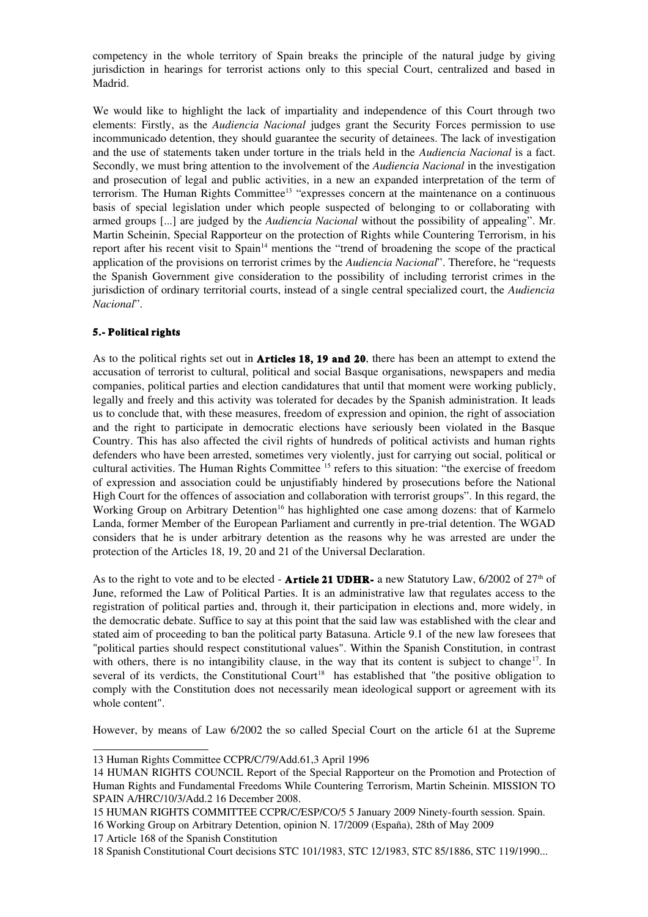competency in the whole territory of Spain breaks the principle of the natural judge by giving jurisdiction in hearings for terrorist actions only to this special Court, centralized and based in Madrid.

We would like to highlight the lack of impartiality and independence of this Court through two elements: Firstly, as the *Audiencia Nacional* judges grant the Security Forces permission to use incommunicado detention, they should guarantee the security of detainees. The lack of investigation and the use of statements taken under torture in the trials held in the *Audiencia Nacional* is a fact. Secondly, we must bring attention to the involvement of the *Audiencia Nacional* in the investigation and prosecution of legal and public activities, in a new an expanded interpretation of the term of terrorism. The Human Rights Committee[13] "expresses concern at the maintenance on a continuous basis of special legislation under which people suspected of belonging to or collaborating with armed groups [...] are judged by the *Audiencia Nacional* without the possibility of appealing". Mr. Martin Scheinin, Special Rapporteur on the protection of Rights while Countering Terrorism, in his report after his recent visit to Spain[14] mentions the "trend of broadening the scope of the practical application of the provisions on terrorist crimes by the *Audiencia Nacional*". Therefore, he "requests the Spanish Government give consideration to the possibility of including terrorist crimes in the jurisdiction of ordinary territorial courts, instead of a single central specialized court, the *Audiencia Nacional*".

### 5.- Political rights

As to the political rights set out in **Articles 18, 19 and 20**, there has been an attempt to extend the accusation of terrorist to cultural, political and social Basque organisations, newspapers and media companies, political parties and election candidatures that until that moment were working publicly, legally and freely and this activity was tolerated for decades by the Spanish administration. It leads us to conclude that, with these measures, freedom of expression and opinion, the right of association and the right to participate in democratic elections have seriously been violated in the Basque Country. This has also affected the civil rights of hundreds of political activists and human rights defenders who have been arrested, sometimes very violently, just for carrying out social, political or cultural activities. The Human Rights Committee [15] refers to this situation: "the exercise of freedom of expression and association could be unjustifiably hindered by prosecutions before the National High Court for the offences of association and collaboration with terrorist groups". In this regard, the Working Group on Arbitrary Detention[16] has highlighted one case among dozens: that of Karmelo Landa, former Member of the European Parliament and currently in pre-trial detention. The WGAD considers that he is under arbitrary detention as the reasons why he was arrested are under the protection of the Articles 18, 19, 20 and 21 of the Universal Declaration.

As to the right to vote and to be elected - **Article 21 UDHR-** a new Statutory Law, 6/2002 of 27th of June, reformed the Law of Political Parties. It is an administrative law that regulates access to the registration of political parties and, through it, their participation in elections and, more widely, in the democratic debate. Suffice to say at this point that the said law was established with the clear and stated aim of proceeding to ban the political party Batasuna. Article 9.1 of the new law foresees that "political parties should respect constitutional values". Within the Spanish Constitution, in contrast with others, there is no intangibility clause, in the way that its content is subject to change[17]. In several of its verdicts, the Constitutional Court[18] has established that "the positive obligation to comply with the Constitution does not necessarily mean ideological support or agreement with its whole content".

However, by means of Law 6/2002 the so called Special Court on the article 61 at the Supreme

---

13 Human Rights Committee CCPR/C/79/Add.61,3 April 1996

14 HUMAN RIGHTS COUNCIL Report of the Special Rapporteur on the Promotion and Protection of Human Rights and Fundamental Freedoms While Countering Terrorism, Martin Scheinin. MISSION TO SPAIN A/HRC/10/3/Add.2 16 December 2008.

15 HUMAN RIGHTS COMMITTEE CCPR/C/ESP/CO/5 5 January 2009 Ninety-fourth session. Spain.

16 Working Group on Arbitrary Detention, opinion N. 17/2009 (España), 28th of May 2009

17 Article 168 of the Spanish Constitution

18 Spanish Constitutional Court decisions STC 101/1983, STC 12/1983, STC 85/1886, STC 119/1990...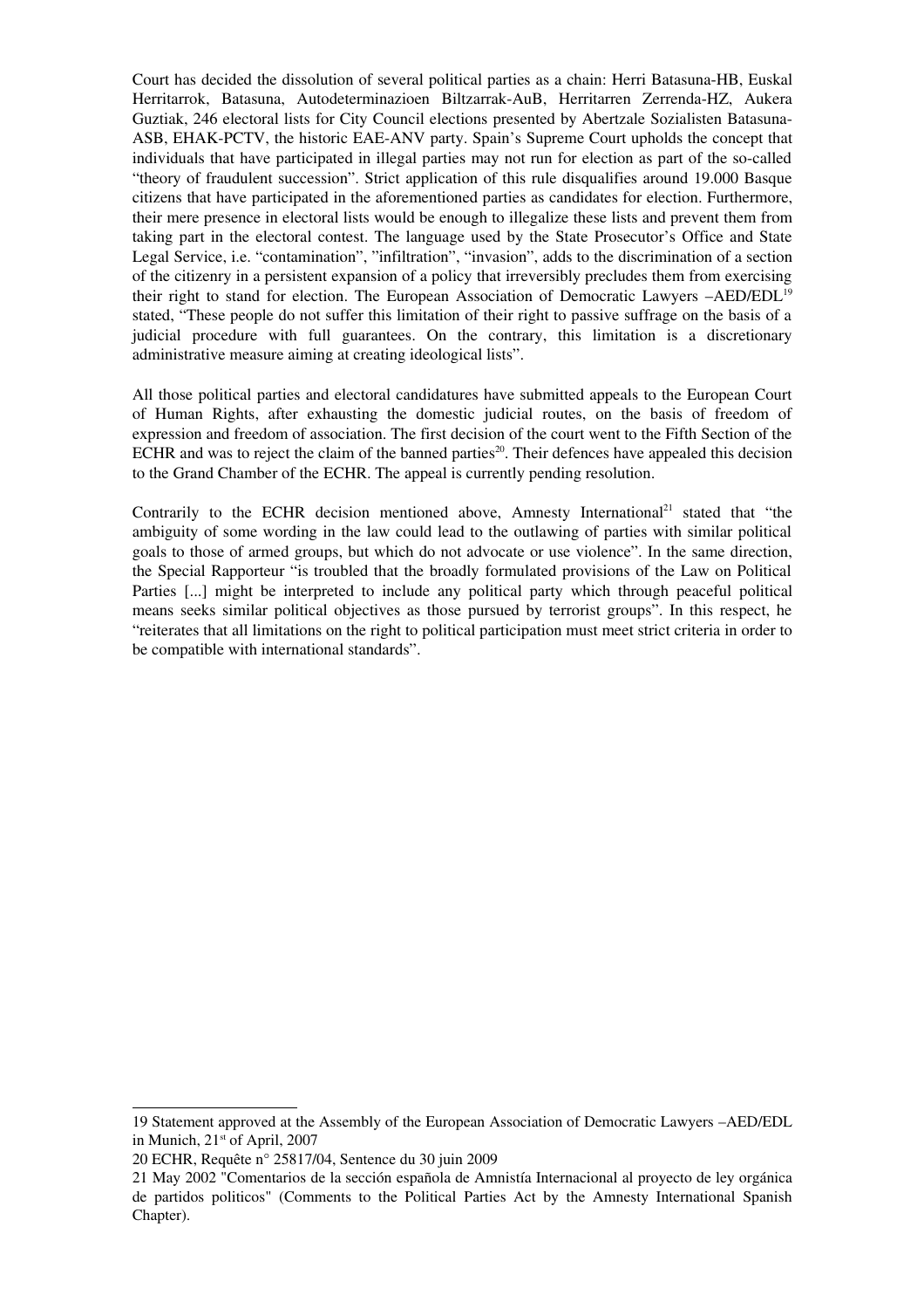Court has decided the dissolution of several political parties as a chain: Herri Batasuna-HB, Euskal Herritarrok, Batasuna, Autodeterminazioen Biltzarrak-AuB, Herritarren Zerrenda-HZ, Aukera Guztiak, 246 electoral lists for City Council elections presented by Abertzale Sozialisten Batasuna-ASB, EHAK-PCTV, the historic EAE-ANV party. Spain's Supreme Court upholds the concept that individuals that have participated in illegal parties may not run for election as part of the so-called "theory of fraudulent succession". Strict application of this rule disqualifies around 19.000 Basque citizens that have participated in the aforementioned parties as candidates for election. Furthermore, their mere presence in electoral lists would be enough to illegalize these lists and prevent them from taking part in the electoral contest. The language used by the State Prosecutor's Office and State Legal Service, i.e. "contamination", "infiltration", "invasion", adds to the discrimination of a section of the citizenry in a persistent expansion of a policy that irreversibly precludes them from exercising their right to stand for election. The European Association of Democratic Lawyers –AED/EDL[19] stated, "These people do not suffer this limitation of their right to passive suffrage on the basis of a judicial procedure with full guarantees. On the contrary, this limitation is a discretionary administrative measure aiming at creating ideological lists".

All those political parties and electoral candidatures have submitted appeals to the European Court of Human Rights, after exhausting the domestic judicial routes, on the basis of freedom of expression and freedom of association. The first decision of the court went to the Fifth Section of the ECHR and was to reject the claim of the banned parties[20]. Their defences have appealed this decision to the Grand Chamber of the ECHR. The appeal is currently pending resolution.

Contrarily to the ECHR decision mentioned above, Amnesty International[21] stated that "the ambiguity of some wording in the law could lead to the outlawing of parties with similar political goals to those of armed groups, but which do not advocate or use violence". In the same direction, the Special Rapporteur "is troubled that the broadly formulated provisions of the Law on Political Parties [...] might be interpreted to include any political party which through peaceful political means seeks similar political objectives as those pursued by terrorist groups". In this respect, he "reiterates that all limitations on the right to political participation must meet strict criteria in order to be compatible with international standards".

---

19 Statement approved at the Assembly of the European Association of Democratic Lawyers –AED/EDL in Munich, 21st of April, 2007

20 ECHR, Requête n° 25817/04, Sentence du 30 juin 2009

21 May 2002 "Comentarios de la sección española de Amnistía Internacional al proyecto de ley orgánica de partidos politicos" (Comments to the Political Parties Act by the Amnesty International Spanish Chapter).